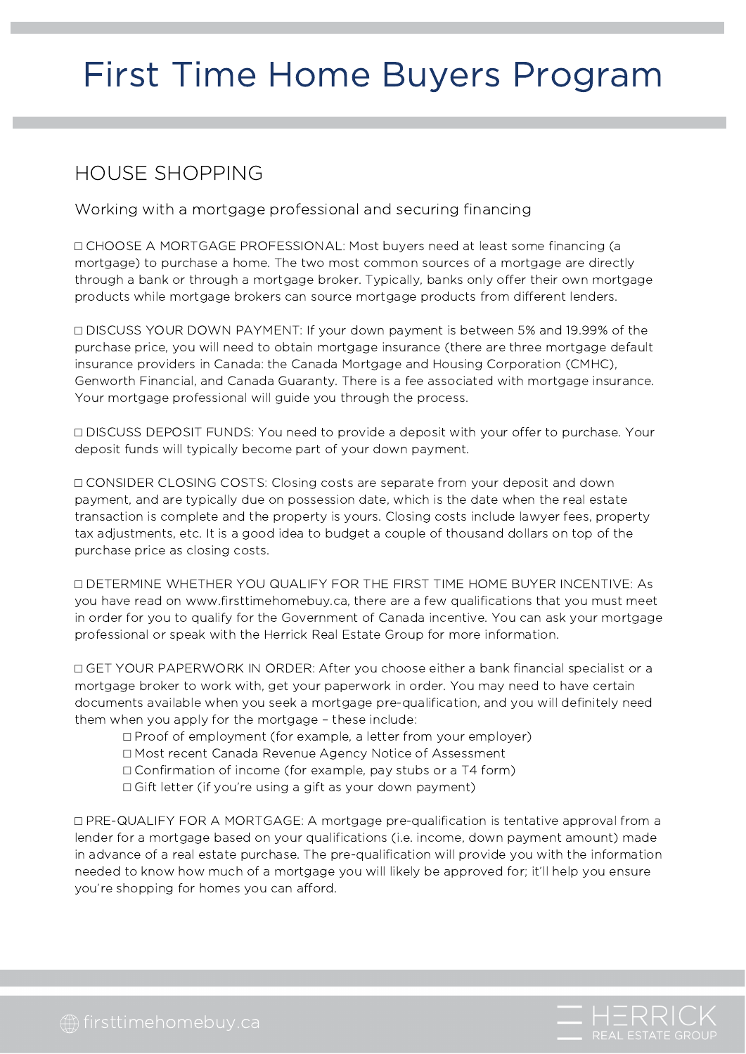# First Time Home Buyers Program

## HOUSE SHOPPING

### Working with a mortgage professional and securing financing

☐ CHOOSE A MORTGAGE PROFESSIONAL: Most buyers need at least some financing (a mortgage) to purchase a home. The two most common sources of a mortgage are directly through a bank or through a mortgage broker. Typically, banks only offer their own mortgage products while mortgage brokers can source mortgage products from different lenders.

☐ DISCUSS YOUR DOWN PAYMENT: If your down payment is between 5% and 19.99% of the purchase price, you will need to obtain mortgage insurance (there are three mortgage default insurance providers in Canada: the Canada Mortgage and Housing Corporation (CMHC), Genworth Financial, and Canada Guaranty. There is a fee associated with mortgage insurance. Your mortgage professional will guide you through the process.

☐ DISCUSS DEPOSIT FUNDS: You need to provide a deposit with your offer to purchase. Your deposit funds will typically become part of your down payment.

☐ CONSIDER CLOSING COSTS: Closing costs are separate from your deposit and down payment, and are typically due on possession date, which is the date when the real estate transaction is complete and the property is yours. Closing costs include lawyer fees, property tax adjustments, etc. It is a good idea to budget a couple of thousand dollars on top of the purchase price as closing costs.

☐ DETERMINE WHETHER YOU QUALIFY FOR THE FIRST TIME HOME BUYER INCENTIVE: As you have read on www.firsttimehomebuy.ca, there are a few qualifications that you must meet in order for you to qualify for the Government of Canada incentive. You can ask your mortgage professional or speak with the Herrick Real Estate Group for more information.

☐ GET YOUR PAPERWORK IN ORDER: After you choose either a bank financial specialist or a mortgage broker to work with, get your paperwork in order. You may need to have certain documents available when you seek a mortgage pre-qualification, and you will definitely need them when you apply for the mortgage – these include:

- ☐ Proof of employment (for example, a letter from your employer)
- ☐ Most recent Canada Revenue Agency Notice of Assessment
- ☐ Confirmation of income (for example, pay stubs or a T4 form)
- ☐ Gift letter (if you're using a gift as your down payment)

☐ PRE-QUALIFY FOR A MORTGAGE: A mortgage pre-qualification is tentative approval from a lender for a mortgage based on your qualifications (i.e. income, down payment amount) made in advance of a real estate purchase. The pre-qualification will provide you with the information needed to know how much of a mortgage you will likely be approved for; it'll help you ensure you're shopping for homes you can afford.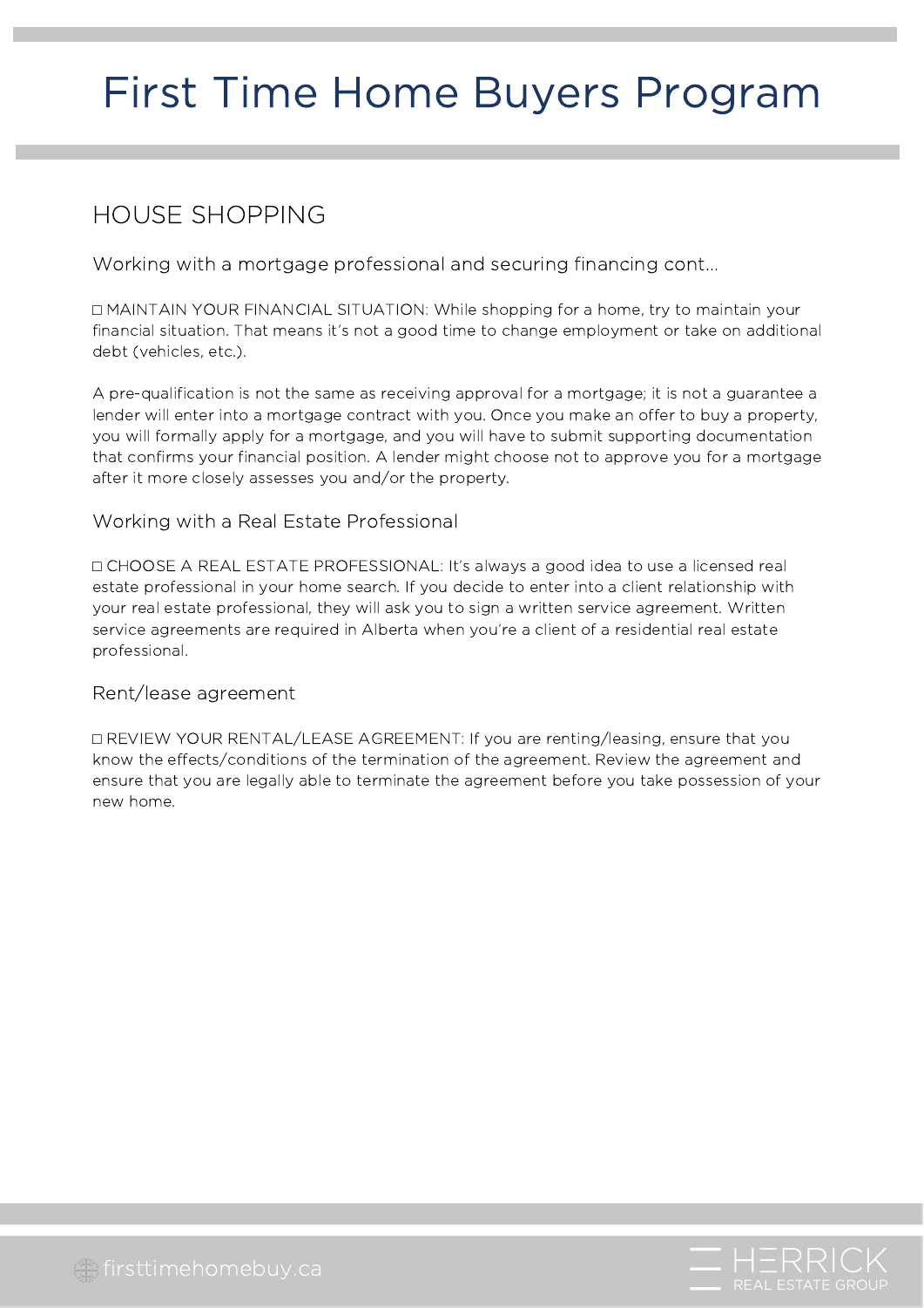# First Time Home Buyers Program

## HOUSE SHOPPING

### Working with a mortgage professional and securing financing cont...

□ MAINTAIN YOUR FINANCIAL SITUATION: While shopping for a home, try to maintain your financial situation. That means it's not a good time to change employment or take on additional debt (vehicles, etc.).

A pre-qualification is not the same as receiving approval for a mortgage; it is not a guarantee a lender will enter into a mortgage contract with you. Once you make an offer to buy a property, you will formally apply for a mortgage, and you will have to submit supporting documentation that confirms your financial position. A lender might choose not to approve you for a mortgage after it more closely assesses you and/or the property.

### Working with a Real Estate Professional

□ CHOOSE A REAL ESTATE PROFESSIONAL: It's always a good idea to use a licensed real estate professional in your home search. If you decide to enter into a client relationship with your real estate professional, they will ask you to sign a written service agreement. Written service agreements are required in Alberta when you're a client of a residential real estate professional.

### Rent/lease agreement

□ REVIEW YOUR RENTAL/LEASE AGREEMENT: If you are renting/leasing, ensure that you know the effects/conditions of the termination of the agreement. Review the agreement and ensure that you are legally able to terminate the agreement before you take possession of your new home.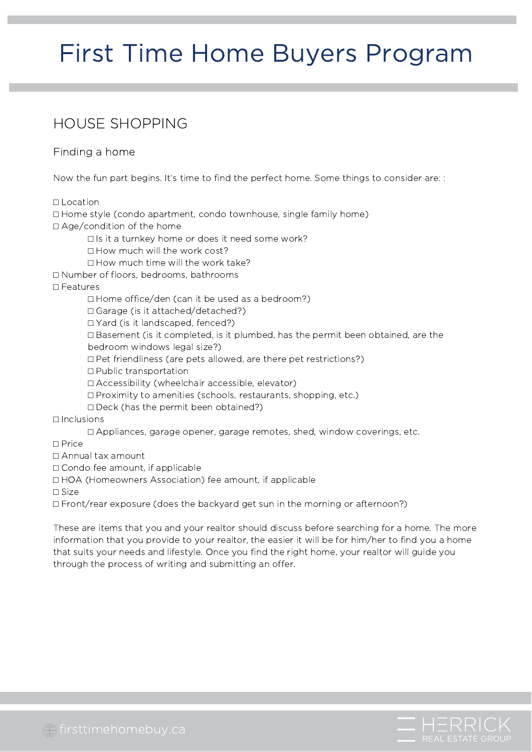# First Time Home Buyers Program

## HOUSE SHOPPING

### Finding a home

Now the fun part begins. It's time to find the perfect home. Some things to consider are: :

- ☐ Location
- ☐ Home style (condo apartment, condo townhouse, single family home)
- ☐ Age/condition of the home
  - ☐ Is it a turnkey home or does it need some work?
  - ☐ How much will the work cost?
  - ☐ How much time will the work take?
- ☐ Number of floors, bedrooms, bathrooms
- ☐ Features
  - ☐ Home office/den (can it be used as a bedroom?)
  - ☐ Garage (is it attached/detached?)
  - ☐ Yard (is it landscaped, fenced?)
  - ☐ Basement (is it completed, is it plumbed, has the permit been obtained, are the bedroom windows legal size?)
  - ☐ Pet friendliness (are pets allowed, are there pet restrictions?)
  - ☐ Public transportation
  - ☐ Accessibility (wheelchair accessible, elevator)
  - ☐ Proximity to amenities (schools, restaurants, shopping, etc.)
  - ☐ Deck (has the permit been obtained?)
- ☐ Inclusions
  - ☐ Appliances, garage opener, garage remotes, shed, window coverings, etc.
- ☐ Price
- ☐ Annual tax amount
- ☐ Condo fee amount, if applicable
- ☐ HOA (Homeowners Association) fee amount, if applicable
- ☐ Size
- ☐ Front/rear exposure (does the backyard get sun in the morning or afternoon?)

These are items that you and your realtor should discuss before searching for a home. The more information that you provide to your realtor, the easier it will be for him/her to find you a home that suits your needs and lifestyle. Once you find the right home, your realtor will guide you through the process of writing and submitting an offer.